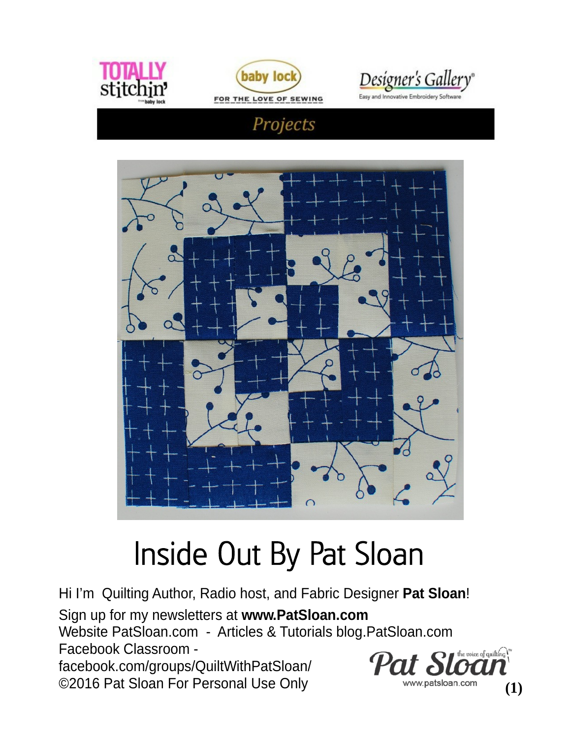Projects

# Inside Out By Pat Sloan

Hi I'm Quilting Author, Radio host, and Fabric Designer **Pat Sloan**!

Sign up for my newsletters at **www.PatSloan.com**
Website PatSloan.com - Articles & Tutorials blog.PatSloan.com
Facebook Classroom -
facebook.com/groups/QuiltWithPatSloan/
©2016 Pat Sloan For Personal Use Only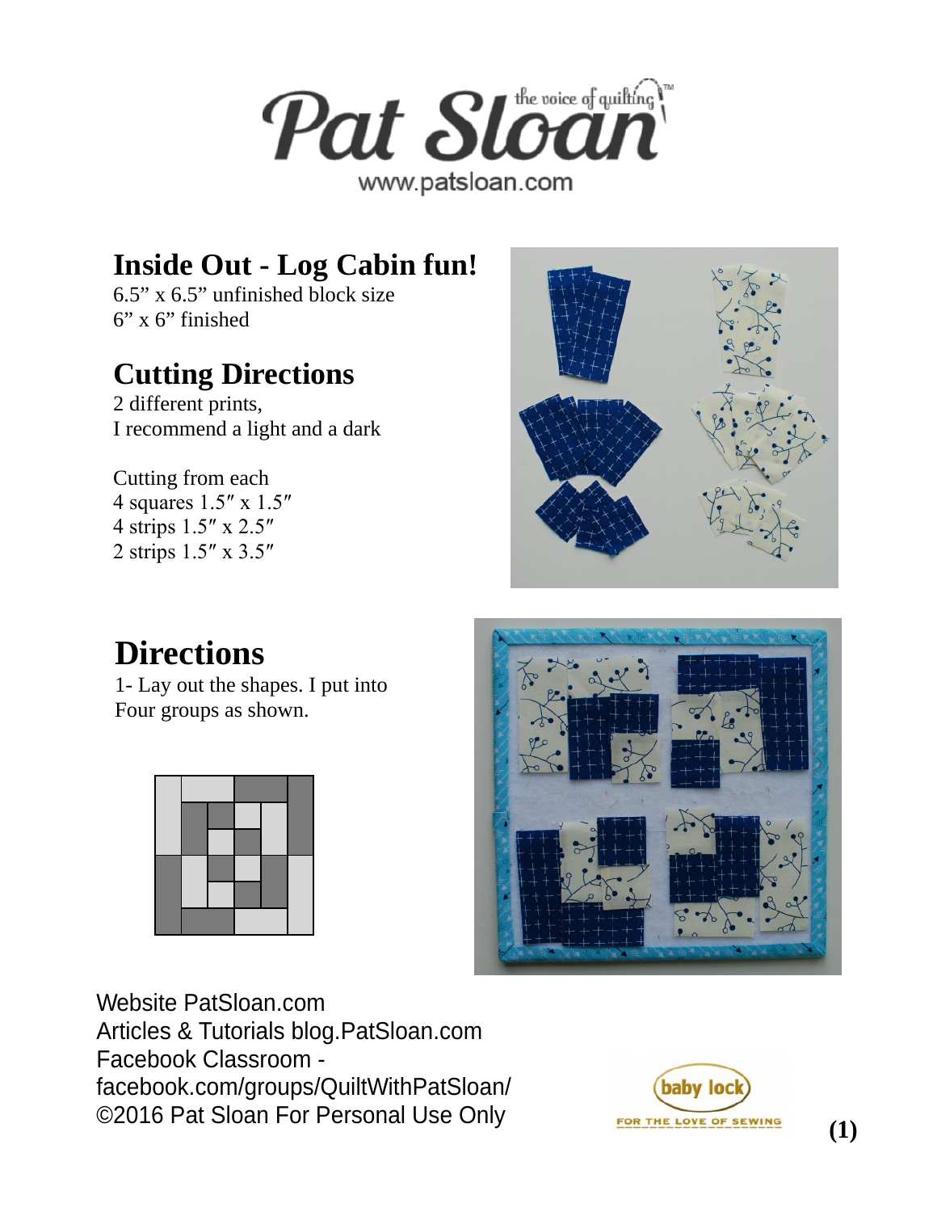# Inside Out - Log Cabin fun!

6.5" x 6.5" unfinished block size
6" x 6" finished

## Cutting Directions

2 different prints,
I recommend a light and a dark

Cutting from each
4 squares 1.5″ x 1.5″
4 strips 1.5″ x 2.5″
2 strips 1.5″ x 3.5″

## Directions

1- Lay out the shapes. I put into Four groups as shown.

Website PatSloan.com
Articles & Tutorials blog.PatSloan.com
Facebook Classroom - facebook.com/groups/QuiltWithPatSloan/
©2016 Pat Sloan For Personal Use Only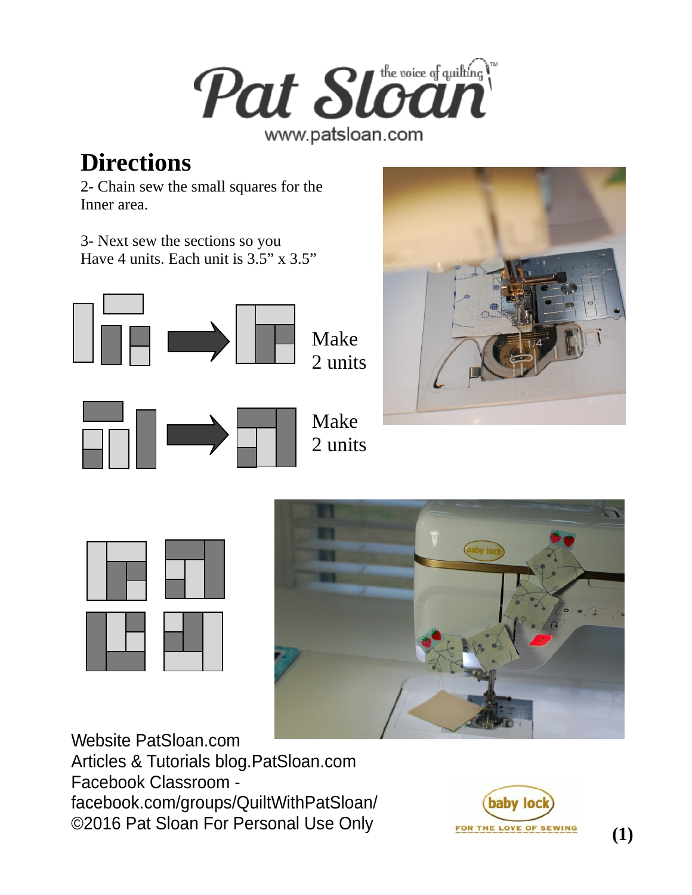## Directions

2- Chain sew the small squares for the Inner area.

3- Next sew the sections so you Have 4 units. Each unit is 3.5" x 3.5"

Make 2 units

Make 2 units

Website PatSloan.com
Articles & Tutorials blog.PatSloan.com
Facebook Classroom - facebook.com/groups/QuiltWithPatSloan/
©2016 Pat Sloan For Personal Use Only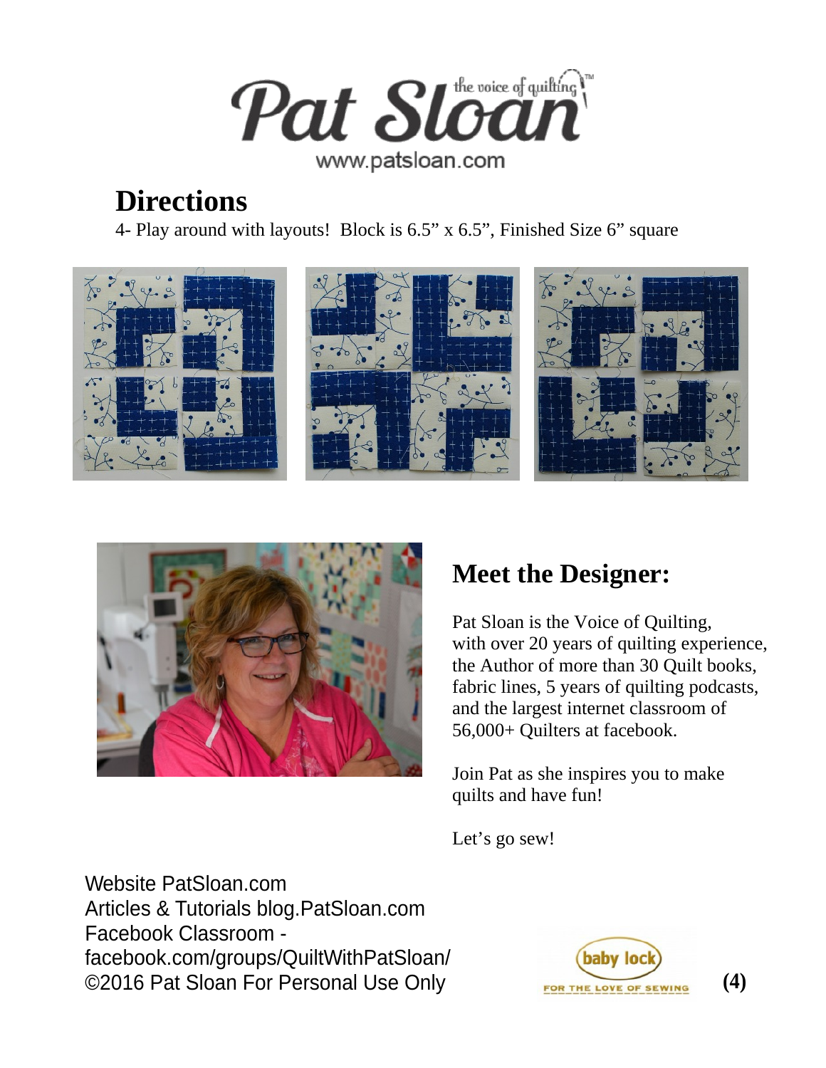## Directions

4- Play around with layouts! Block is 6.5" x 6.5", Finished Size 6" square

## Meet the Designer:

Pat Sloan is the Voice of Quilting, with over 20 years of quilting experience, the Author of more than 30 Quilt books, fabric lines, 5 years of quilting podcasts, and the largest internet classroom of 56,000+ Quilters at facebook.

Join Pat as she inspires you to make quilts and have fun!

Let's go sew!

Website PatSloan.com
Articles & Tutorials blog.PatSloan.com
Facebook Classroom -
facebook.com/groups/QuiltWithPatSloan/
©2016 Pat Sloan For Personal Use Only